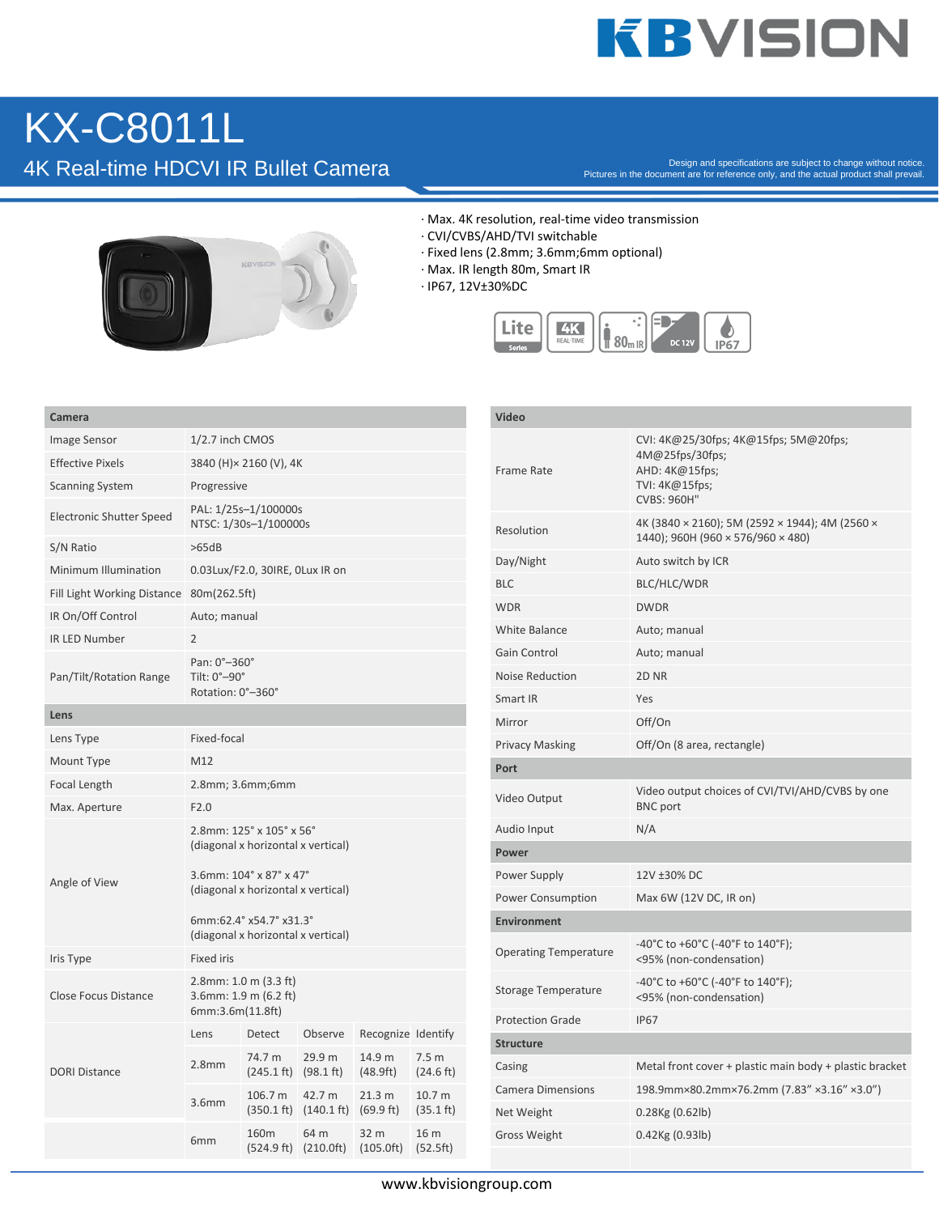# KX-C8011L

## 4K Real-time HDCVI IR Bullet Camera

Design and specifications are subject to change without notice.
Pictures in the document are for reference only, and the actual product shall prevail.

- Max. 4K resolution, real-time video transmission
- CVI/CVBS/AHD/TVI switchable
- Fixed lens (2.8mm; 3.6mm;6mm optional)
- Max. IR length 80m, Smart IR
- IP67, 12V±30%DC

| **Camera** | | | | | |
|---|---|---|---|---|---|
| Image Sensor | 1/2.7 inch CMOS | | | | |
| Effective Pixels | 3840 (H)× 2160 (V), 4K | | | | |
| Scanning System | Progressive | | | | |
| Electronic Shutter Speed | PAL: 1/25s–1/100000s<br>NTSC: 1/30s–1/100000s | | | | |
| S/N Ratio | >65dB | | | | |
| Minimum Illumination | 0.03Lux/F2.0, 30IRE, 0Lux IR on | | | | |
| Fill Light Working Distance | 80m(262.5ft) | | | | |
| IR On/Off Control | Auto; manual | | | | |
| IR LED Number | 2 | | | | |
| Pan/Tilt/Rotation Range | Pan: 0°–360°<br>Tilt: 0°–90°<br>Rotation: 0°–360° | | | | |
| **Lens** | | | | | |
| Lens Type | Fixed-focal | | | | |
| Mount Type | M12 | | | | |
| Focal Length | 2.8mm; 3.6mm;6mm | | | | |
| Max. Aperture | F2.0 | | | | |
| Angle of View | 2.8mm: 125° x 105° x 56° (diagonal x horizontal x vertical)<br><br>3.6mm: 104° x 87° x 47° (diagonal x horizontal x vertical)<br><br>6mm:62.4° x54.7° x31.3° (diagonal x horizontal x vertical) | | | | |
| Iris Type | Fixed iris | | | | |
| Close Focus Distance | 2.8mm: 1.0 m (3.3 ft)<br>3.6mm: 1.9 m (6.2 ft)<br>6mm:3.6m(11.8ft) | | | | |
| DORI Distance | Lens | Detect | Observe | Recognize | Identify |
| | 2.8mm | 74.7 m (245.1 ft) | 29.9 m (98.1 ft) | 14.9 m (48.9ft) | 7.5 m (24.6 ft) |
| | 3.6mm | 106.7 m (350.1 ft) | 42.7 m (140.1 ft) | 21.3 m (69.9 ft) | 10.7 m (35.1 ft) |
| | 6mm | 160m (524.9 ft) | 64 m (210.0ft) | 32 m (105.0ft) | 16 m (52.5ft) |

| **Video** | |
|---|---|
| Frame Rate | CVI: 4K@25/30fps; 4K@15fps; 5M@20fps; 4M@25fps/30fps;<br>AHD: 4K@15fps;<br>TVI: 4K@15fps;<br>CVBS: 960H" |
| Resolution | 4K (3840 × 2160); 5M (2592 × 1944); 4M (2560 × 1440); 960H (960 × 576/960 × 480) |
| Day/Night | Auto switch by ICR |
| BLC | BLC/HLC/WDR |
| WDR | DWDR |
| White Balance | Auto; manual |
| Gain Control | Auto; manual |
| Noise Reduction | 2D NR |
| Smart IR | Yes |
| Mirror | Off/On |
| Privacy Masking | Off/On (8 area, rectangle) |
| **Port** | |
| Video Output | Video output choices of CVI/TVI/AHD/CVBS by one BNC port |
| Audio Input | N/A |
| **Power** | |
| Power Supply | 12V ±30% DC |
| Power Consumption | Max 6W (12V DC, IR on) |
| **Environment** | |
| Operating Temperature | -40°C to +60°C (-40°F to 140°F); <95% (non-condensation) |
| Storage Temperature | -40°C to +60°C (-40°F to 140°F); <95% (non-condensation) |
| Protection Grade | IP67 |
| **Structure** | |
| Casing | Metal front cover + plastic main body + plastic bracket |
| Camera Dimensions | 198.9mm×80.2mm×76.2mm (7.83" ×3.16" ×3.0") |
| Net Weight | 0.28Kg (0.62lb) |
| Gross Weight | 0.42Kg (0.93lb) |

www.kbvisiongroup.com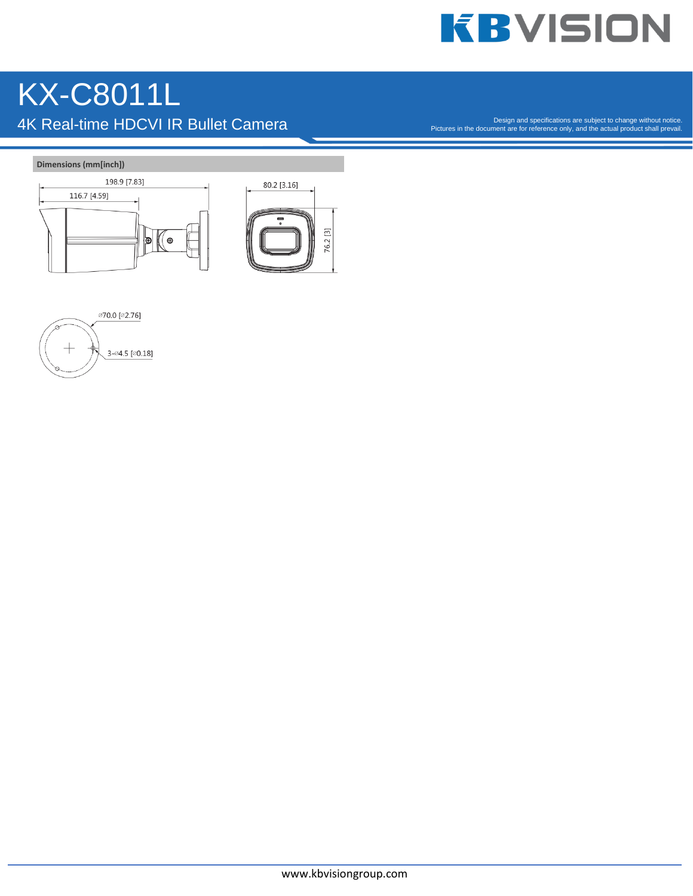# KX-C8011L

## 4K Real-time HDCVI IR Bullet Camera

Design and specifications are subject to change without notice.
Pictures in the document are for reference only, and the actual product shall prevail.

**Dimensions (mm[inch])**

198.9 [7.83]

116.7 [4.59]

80.2 [3.16]

76.2 [3]

⌀70.0 [⌀2.76]

3-⌀4.5 [⌀0.18]

www.kbvisiongroup.com